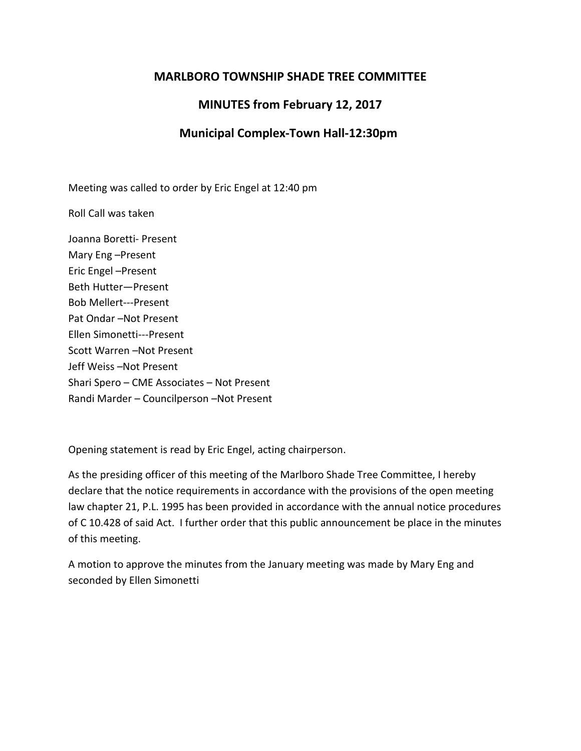# MARLBORO TOWNSHIP SHADE TREE COMMITTEE

## MINUTES from February 12, 2017

## Municipal Complex-Town Hall-12:30pm

Meeting was called to order by Eric Engel at 12:40 pm

Roll Call was taken

Joanna Boretti- Present
Mary Eng –Present
Eric Engel –Present
Beth Hutter—Present
Bob Mellert---Present
Pat Ondar –Not Present
Ellen Simonetti---Present
Scott Warren –Not Present
Jeff Weiss –Not Present
Shari Spero – CME Associates – Not Present
Randi Marder – Councilperson –Not Present

Opening statement is read by Eric Engel, acting chairperson.

As the presiding officer of this meeting of the Marlboro Shade Tree Committee, I hereby declare that the notice requirements in accordance with the provisions of the open meeting law chapter 21, P.L. 1995 has been provided in accordance with the annual notice procedures of C 10.428 of said Act. I further order that this public announcement be place in the minutes of this meeting.

A motion to approve the minutes from the January meeting was made by Mary Eng and seconded by Ellen Simonetti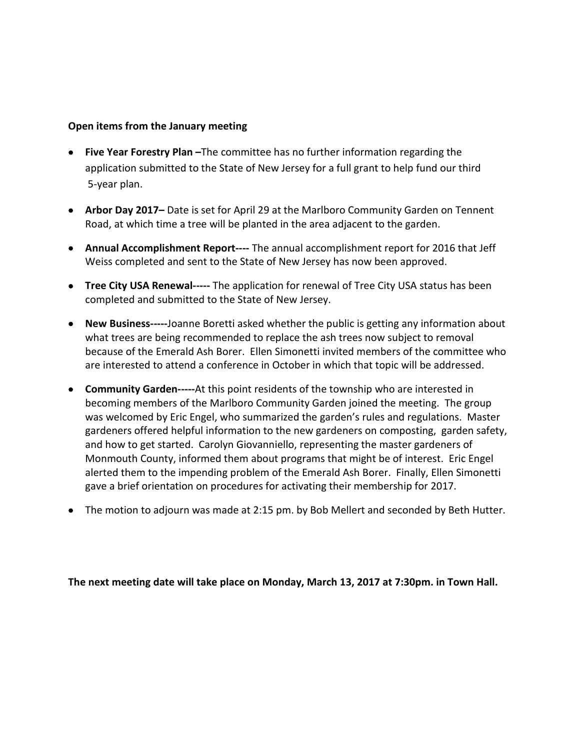**Open items from the January meeting**

- **Five Year Forestry Plan –**The committee has no further information regarding the application submitted to the State of New Jersey for a full grant to help fund our third 5-year plan.
- **Arbor Day 2017–** Date is set for April 29 at the Marlboro Community Garden on Tennent Road, at which time a tree will be planted in the area adjacent to the garden.
- **Annual Accomplishment Report----** The annual accomplishment report for 2016 that Jeff Weiss completed and sent to the State of New Jersey has now been approved.
- **Tree City USA Renewal-----** The application for renewal of Tree City USA status has been completed and submitted to the State of New Jersey.
- **New Business-----**Joanne Boretti asked whether the public is getting any information about what trees are being recommended to replace the ash trees now subject to removal because of the Emerald Ash Borer. Ellen Simonetti invited members of the committee who are interested to attend a conference in October in which that topic will be addressed.
- **Community Garden-----**At this point residents of the township who are interested in becoming members of the Marlboro Community Garden joined the meeting. The group was welcomed by Eric Engel, who summarized the garden's rules and regulations. Master gardeners offered helpful information to the new gardeners on composting, garden safety, and how to get started. Carolyn Giovanniello, representing the master gardeners of Monmouth County, informed them about programs that might be of interest. Eric Engel alerted them to the impending problem of the Emerald Ash Borer. Finally, Ellen Simonetti gave a brief orientation on procedures for activating their membership for 2017.
- The motion to adjourn was made at 2:15 pm. by Bob Mellert and seconded by Beth Hutter.

**The next meeting date will take place on Monday, March 13, 2017 at 7:30pm. in Town Hall.**